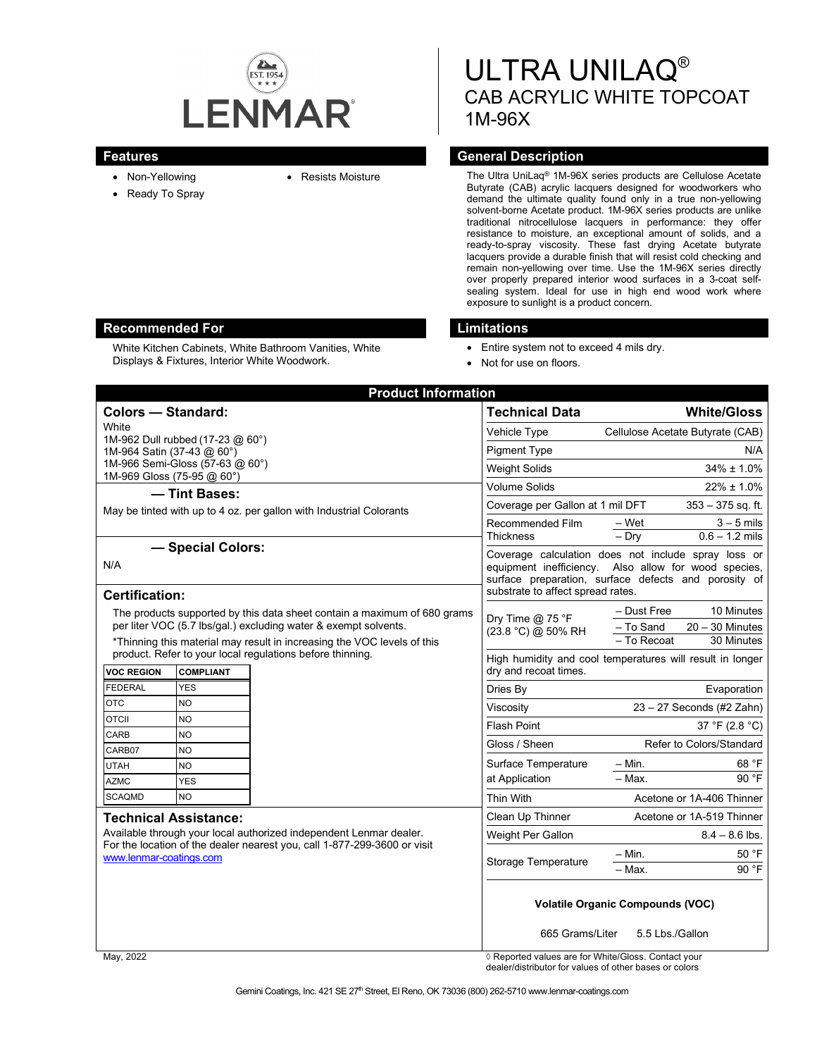LENMAR

# ULTRA UNILAQ®
## CAB ACRYLIC WHITE TOPCOAT
## 1M-96X

## Features

- Non-Yellowing
- Ready To Spray
- Resists Moisture

## General Description

The Ultra UniLaq® 1M-96X series products are Cellulose Acetate Butyrate (CAB) acrylic lacquers designed for woodworkers who demand the ultimate quality found only in a true non-yellowing solvent-borne Acetate product. 1M-96X series products are unlike traditional nitrocellulose lacquers in performance: they offer resistance to moisture, an exceptional amount of solids, and a ready-to-spray viscosity. These fast drying Acetate butyrate lacquers provide a durable finish that will resist cold checking and remain non-yellowing over time. Use the 1M-96X series directly over properly prepared interior wood surfaces in a 3-coat self-sealing system. Ideal for use in high end wood work where exposure to sunlight is a product concern.

## Recommended For

White Kitchen Cabinets, White Bathroom Vanities, White Displays & Fixtures, Interior White Woodwork.

## Limitations

- Entire system not to exceed 4 mils dry.
- Not for use on floors.

## Product Information

### Colors — Standard:

White
1M-962 Dull rubbed (17-23 @ 60°)
1M-964 Satin (37-43 @ 60°)
1M-966 Semi-Gloss (57-63 @ 60°)
1M-969 Gloss (75-95 @ 60°)

### — Tint Bases:

May be tinted with up to 4 oz. per gallon with Industrial Colorants

### — Special Colors:

N/A

### Certification:

The products supported by this data sheet contain a maximum of 680 grams per liter VOC (5.7 lbs/gal.) excluding water & exempt solvents.

*Thinning this material may result in increasing the VOC levels of this product. Refer to your local regulations before thinning.

| VOC REGION | COMPLIANT |
|---|---|
| FEDERAL | YES |
| OTC | NO |
| OTCII | NO |
| CARB | NO |
| CARB07 | NO |
| UTAH | NO |
| AZMC | YES |
| SCAQMD | NO |

### Technical Assistance:

Available through your local authorized independent Lenmar dealer. For the location of the dealer nearest you, call 1-877-299-3600 or visit www.lenmar-coatings.com

| Technical Data | | White/Gloss |
|---|---|---|
| Vehicle Type | | Cellulose Acetate Butyrate (CAB) |
| Pigment Type | | N/A |
| Weight Solids | | 34% ± 1.0% |
| Volume Solids | | 22% ± 1.0% |
| Coverage per Gallon at 1 mil DFT | | 353 – 375 sq. ft. |
| Recommended Film Thickness | – Wet | 3 – 5 mils |
| | – Dry | 0.6 – 1.2 mils |
| Coverage calculation does not include spray loss or equipment inefficiency. Also allow for wood species, surface preparation, surface defects and porosity of substrate to affect spread rates. | | |
| Dry Time @ 75 °F (23.8 °C) @ 50% RH | – Dust Free | 10 Minutes |
| | – To Sand | 20 – 30 Minutes |
| | – To Recoat | 30 Minutes |
| High humidity and cool temperatures will result in longer dry and recoat times. | | |
| Dries By | | Evaporation |
| Viscosity | | 23 – 27 Seconds (#2 Zahn) |
| Flash Point | | 37 °F (2.8 °C) |
| Gloss / Sheen | | Refer to Colors/Standard |
| Surface Temperature at Application | – Min. | 68 °F |
| | – Max. | 90 °F |
| Thin With | | Acetone or 1A-406 Thinner |
| Clean Up Thinner | | Acetone or 1A-519 Thinner |
| Weight Per Gallon | | 8.4 – 8.6 lbs. |
| Storage Temperature | – Min. | 50 °F |
| | – Max. | 90 °F |

**Volatile Organic Compounds (VOC)**

665 Grams/Liter 5.5 Lbs./Gallon

May, 2022

◊ Reported values are for White/Gloss. Contact your dealer/distributor for values of other bases or colors

Gemini Coatings, Inc. 421 SE 27th Street, El Reno, OK 73036 (800) 262-5710 www.lenmar-coatings.com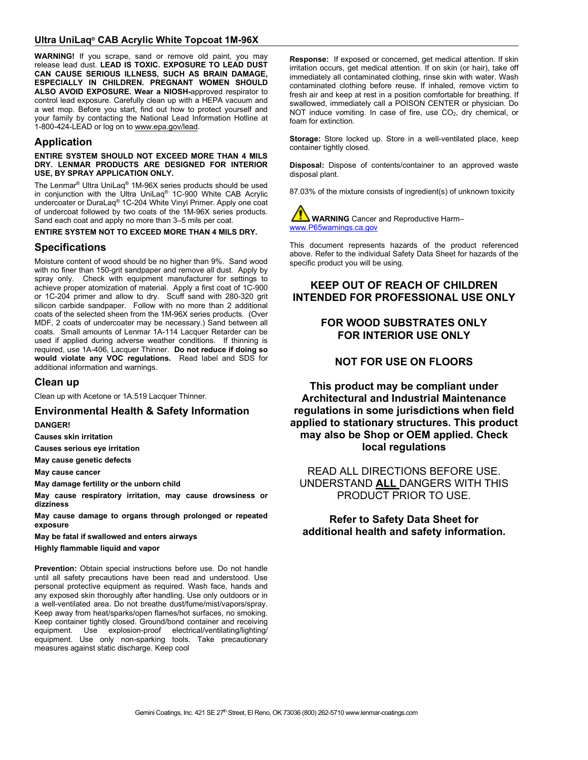## Ultra UniLaq® CAB Acrylic White Topcoat 1M-96X

**WARNING!** If you scrape, sand or remove old paint, you may release lead dust. **LEAD IS TOXIC. EXPOSURE TO LEAD DUST CAN CAUSE SERIOUS ILLNESS, SUCH AS BRAIN DAMAGE, ESPECIALLY IN CHILDREN. PREGNANT WOMEN SHOULD ALSO AVOID EXPOSURE. Wear a NIOSH-**approved respirator to control lead exposure. Carefully clean up with a HEPA vacuum and a wet mop. Before you start, find out how to protect yourself and your family by contacting the National Lead Information Hotline at 1-800-424-LEAD or log on to www.epa.gov/lead.

## Application

**ENTIRE SYSTEM SHOULD NOT EXCEED MORE THAN 4 MILS DRY. LENMAR PRODUCTS ARE DESIGNED FOR INTERIOR USE, BY SPRAY APPLICATION ONLY.**

The Lenmar® Ultra UniLaq® 1M-96X series products should be used in conjunction with the Ultra UniLaq® 1C-900 White CAB Acrylic undercoater or DuraLaq® 1C-204 White Vinyl Primer. Apply one coat of undercoat followed by two coats of the 1M-96X series products. Sand each coat and apply no more than 3–5 mils per coat.

**ENTIRE SYSTEM NOT TO EXCEED MORE THAN 4 MILS DRY.**

## Specifications

Moisture content of wood should be no higher than 9%. Sand wood with no finer than 150-grit sandpaper and remove all dust. Apply by spray only. Check with equipment manufacturer for settings to achieve proper atomization of material. Apply a first coat of 1C-900 or 1C-204 primer and allow to dry. Scuff sand with 280-320 grit silicon carbide sandpaper. Follow with no more than 2 additional coats of the selected sheen from the 1M-96X series products. (Over MDF, 2 coats of undercoater may be necessary.) Sand between all coats. Small amounts of Lenmar 1A-114 Lacquer Retarder can be used if applied during adverse weather conditions. If thinning is required, use 1A-406, Lacquer Thinner. **Do not reduce if doing so would violate any VOC regulations.** Read label and SDS for additional information and warnings.

## Clean up

Clean up with Acetone or 1A.519 Lacquer Thinner.

## Environmental Health & Safety Information

**DANGER!**

**Causes skin irritation**

**Causes serious eye irritation**

**May cause genetic defects**

**May cause cancer**

**May damage fertility or the unborn child**

**May cause respiratory irritation, may cause drowsiness or dizziness**

**May cause damage to organs through prolonged or repeated exposure**

**May be fatal if swallowed and enters airways**

**Highly flammable liquid and vapor**

**Prevention:** Obtain special instructions before use. Do not handle until all safety precautions have been read and understood. Use personal protective equipment as required. Wash face, hands and any exposed skin thoroughly after handling. Use only outdoors or in a well-ventilated area. Do not breathe dust/fume/mist/vapors/spray. Keep away from heat/sparks/open flames/hot surfaces, no smoking. Keep container tightly closed. Ground/bond container and receiving equipment. Use explosion-proof electrical/ventilating/lighting/ equipment. Use only non-sparking tools. Take precautionary measures against static discharge. Keep cool

**Response:** If exposed or concerned, get medical attention. If skin irritation occurs, get medical attention. If on skin (or hair), take off immediately all contaminated clothing, rinse skin with water. Wash contaminated clothing before reuse. If inhaled, remove victim to fresh air and keep at rest in a position comfortable for breathing. If swallowed, immediately call a POISON CENTER or physician. Do NOT induce vomiting. In case of fire, use $CO_2$, dry chemical, or foam for extinction.

**Storage:** Store locked up. Store in a well-ventilated place, keep container tightly closed.

**Disposal:** Dispose of contents/container to an approved waste disposal plant.

87.03% of the mixture consists of ingredient(s) of unknown toxicity

**WARNING** Cancer and Reproductive Harm– www.P65warnings.ca.gov

This document represents hazards of the product referenced above. Refer to the individual Safety Data Sheet for hazards of the specific product you will be using.

**KEEP OUT OF REACH OF CHILDREN**
**INTENDED FOR PROFESSIONAL USE ONLY**

**FOR WOOD SUBSTRATES ONLY**
**FOR INTERIOR USE ONLY**

**NOT FOR USE ON FLOORS**

**This product may be compliant under Architectural and Industrial Maintenance regulations in some jurisdictions when field applied to stationary structures. This product may also be Shop or OEM applied. Check local regulations**

READ ALL DIRECTIONS BEFORE USE. UNDERSTAND **ALL** DANGERS WITH THIS PRODUCT PRIOR TO USE.

**Refer to Safety Data Sheet for additional health and safety information.**

Gemini Coatings, Inc. 421 SE 27th Street, El Reno, OK 73036 (800) 262-5710 www.lenmar-coatings.com